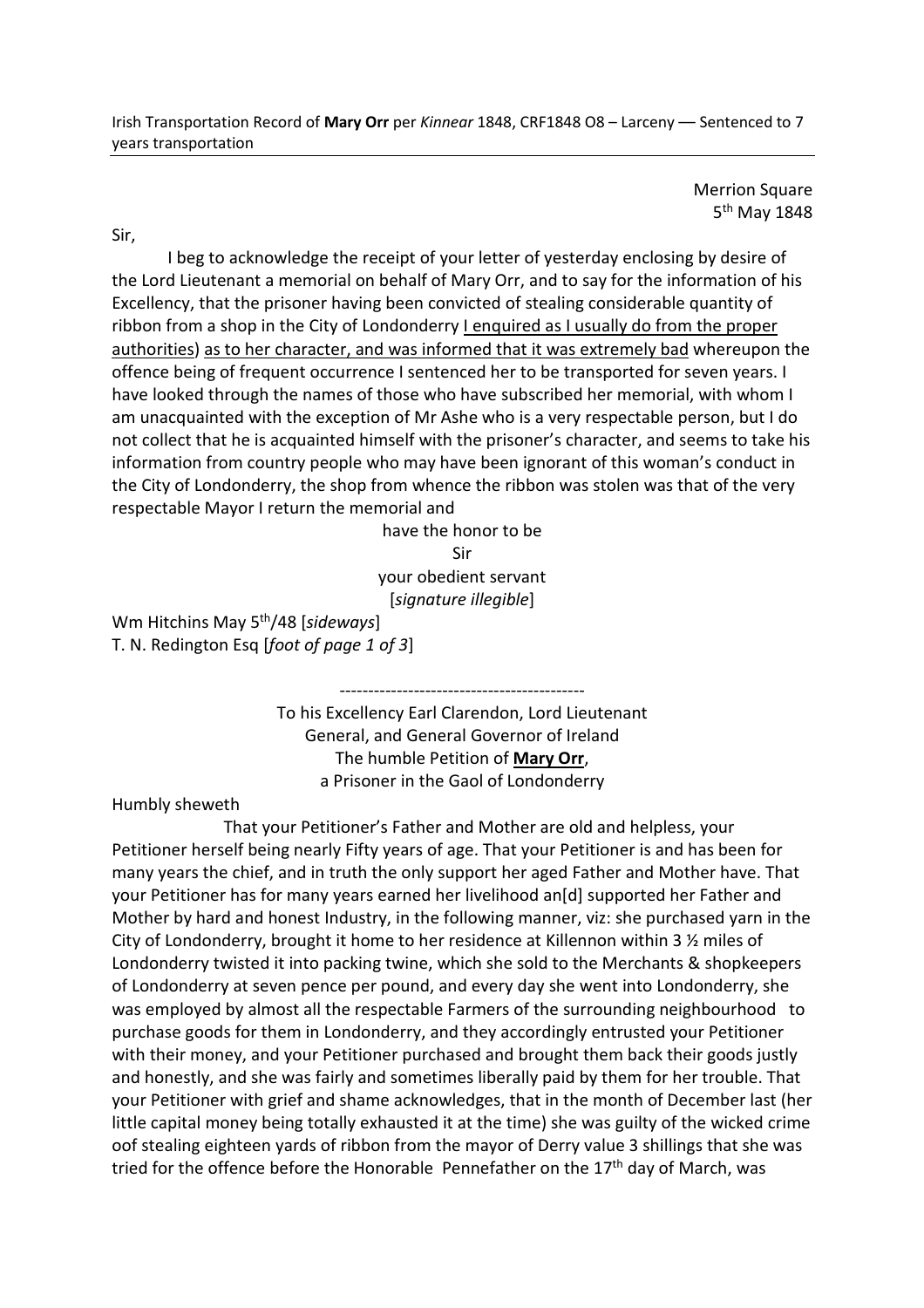Irish Transportation Record of **Mary Orr** per *Kinnear* 1848, CRF1848 O8 – Larceny –– Sentenced to 7 years transportation

Merrion Square
5th May 1848

Sir,

I beg to acknowledge the receipt of your letter of yesterday enclosing by desire of the Lord Lieutenant a memorial on behalf of Mary Orr, and to say for the information of his Excellency, that the prisoner having been convicted of stealing considerable quantity of ribbon from a shop in the City of Londonderry <u>I enquired as I usually do from the proper authorities)</u> <u>as to her character, and was informed that it was extremely bad</u> whereupon the offence being of frequent occurrence I sentenced her to be transported for seven years. I have looked through the names of those who have subscribed her memorial, with whom I am unacquainted with the exception of Mr Ashe who is a very respectable person, but I do not collect that he is acquainted himself with the prisoner's character, and seems to take his information from country people who may have been ignorant of this woman's conduct in the City of Londonderry, the shop from whence the ribbon was stolen was that of the very respectable Mayor I return the memorial and

have the honor to be
Sir
your obedient servant
[*signature illegible*]

Wm Hitchins May 5th/48 [*sideways*]
T. N. Redington Esq [*foot of page 1 of 3*]

---

To his Excellency Earl Clarendon, Lord Lieutenant General, and General Governor of Ireland
The humble Petition of **<u>Mary Orr</u>**,
a Prisoner in the Gaol of Londonderry

Humbly sheweth

That your Petitioner's Father and Mother are old and helpless, your Petitioner herself being nearly Fifty years of age. That your Petitioner is and has been for many years the chief, and in truth the only support her aged Father and Mother have. That your Petitioner has for many years earned her livelihood an[d] supported her Father and Mother by hard and honest Industry, in the following manner, viz: she purchased yarn in the City of Londonderry, brought it home to her residence at Killennon within 3 ½ miles of Londonderry twisted it into packing twine, which she sold to the Merchants & shopkeepers of Londonderry at seven pence per pound, and every day she went into Londonderry, she was employed by almost all the respectable Farmers of the surrounding neighbourhood to purchase goods for them in Londonderry, and they accordingly entrusted your Petitioner with their money, and your Petitioner purchased and brought them back their goods justly and honestly, and she was fairly and sometimes liberally paid by them for her trouble. That your Petitioner with grief and shame acknowledges, that in the month of December last (her little capital money being totally exhausted it at the time) she was guilty of the wicked crime oof stealing eighteen yards of ribbon from the mayor of Derry value 3 shillings that she was tried for the offence before the Honorable Pennefather on the 17th day of March, was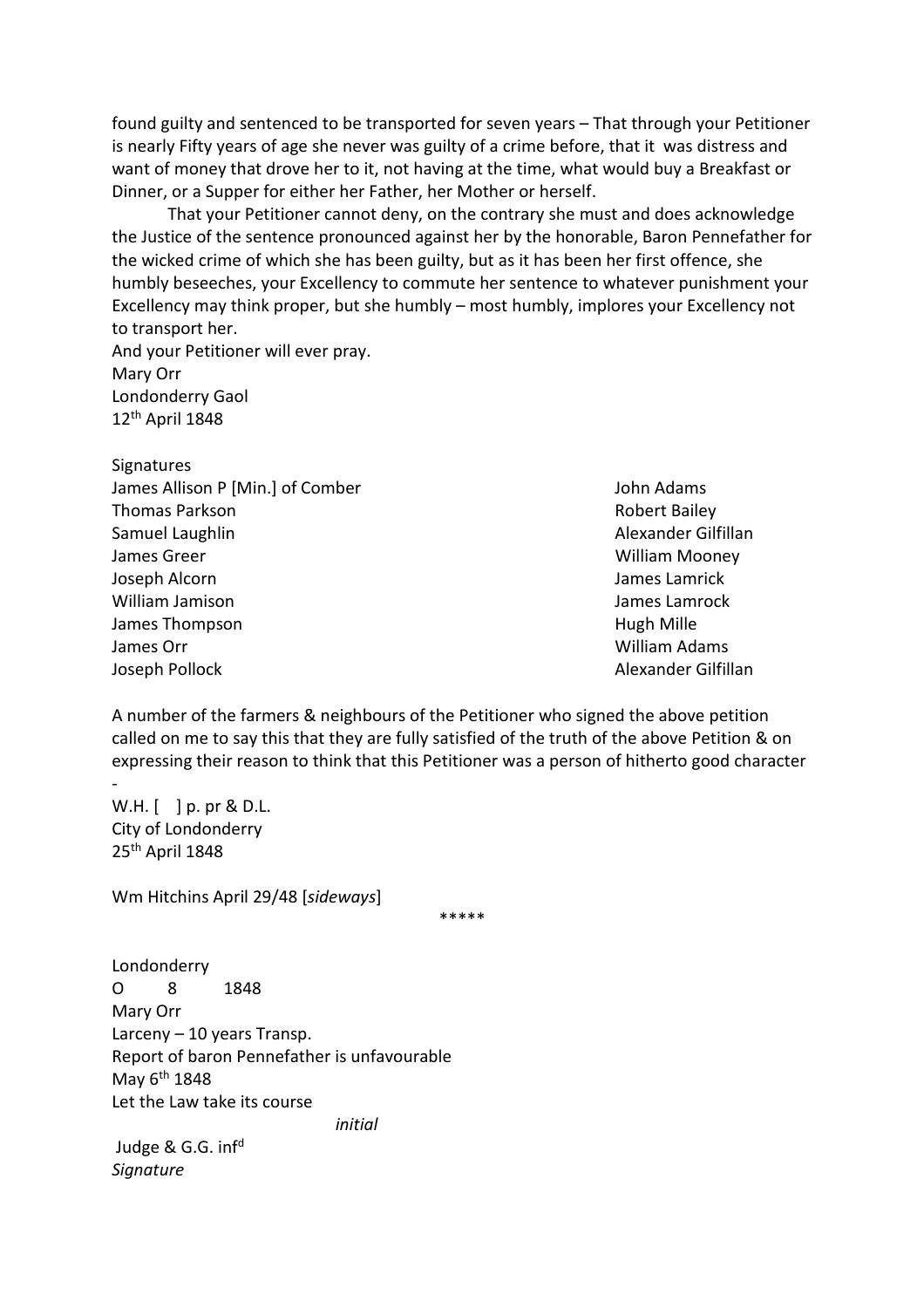found guilty and sentenced to be transported for seven years – That through your Petitioner is nearly Fifty years of age she never was guilty of a crime before, that it was distress and want of money that drove her to it, not having at the time, what would buy a Breakfast or Dinner, or a Supper for either her Father, her Mother or herself.

That your Petitioner cannot deny, on the contrary she must and does acknowledge the Justice of the sentence pronounced against her by the honorable, Baron Pennefather for the wicked crime of which she has been guilty, but as it has been her first offence, she humbly beseeches, your Excellency to commute her sentence to whatever punishment your Excellency may think proper, but she humbly – most humbly, implores your Excellency not to transport her.

And your Petitioner will ever pray.
Mary Orr
Londonderry Gaol
12th April 1848

Signatures

| | |
|---|---|
| James Allison P [Min.] of Comber | John Adams |
| Thomas Parkson | Robert Bailey |
| Samuel Laughlin | Alexander Gilfillan |
| James Greer | William Mooney |
| Joseph Alcorn | James Lamrick |
| William Jamison | James Lamrock |
| James Thompson | Hugh Mille |
| James Orr | William Adams |
| Joseph Pollock | Alexander Gilfillan |

A number of the farmers & neighbours of the Petitioner who signed the above petition called on me to say this that they are fully satisfied of the truth of the above Petition & on expressing their reason to think that this Petitioner was a person of hitherto good character -

W.H. [ ] p. pr & D.L.
City of Londonderry
25th April 1848

Wm Hitchins April 29/48 [*sideways*]

\*\*\*\*\*

Londonderry
O 8 1848
Mary Orr
Larceny – 10 years Transp.
Report of baron Pennefather is unfavourable
May 6th 1848
Let the Law take its course
*initial*
Judge & G.G. infd
*Signature*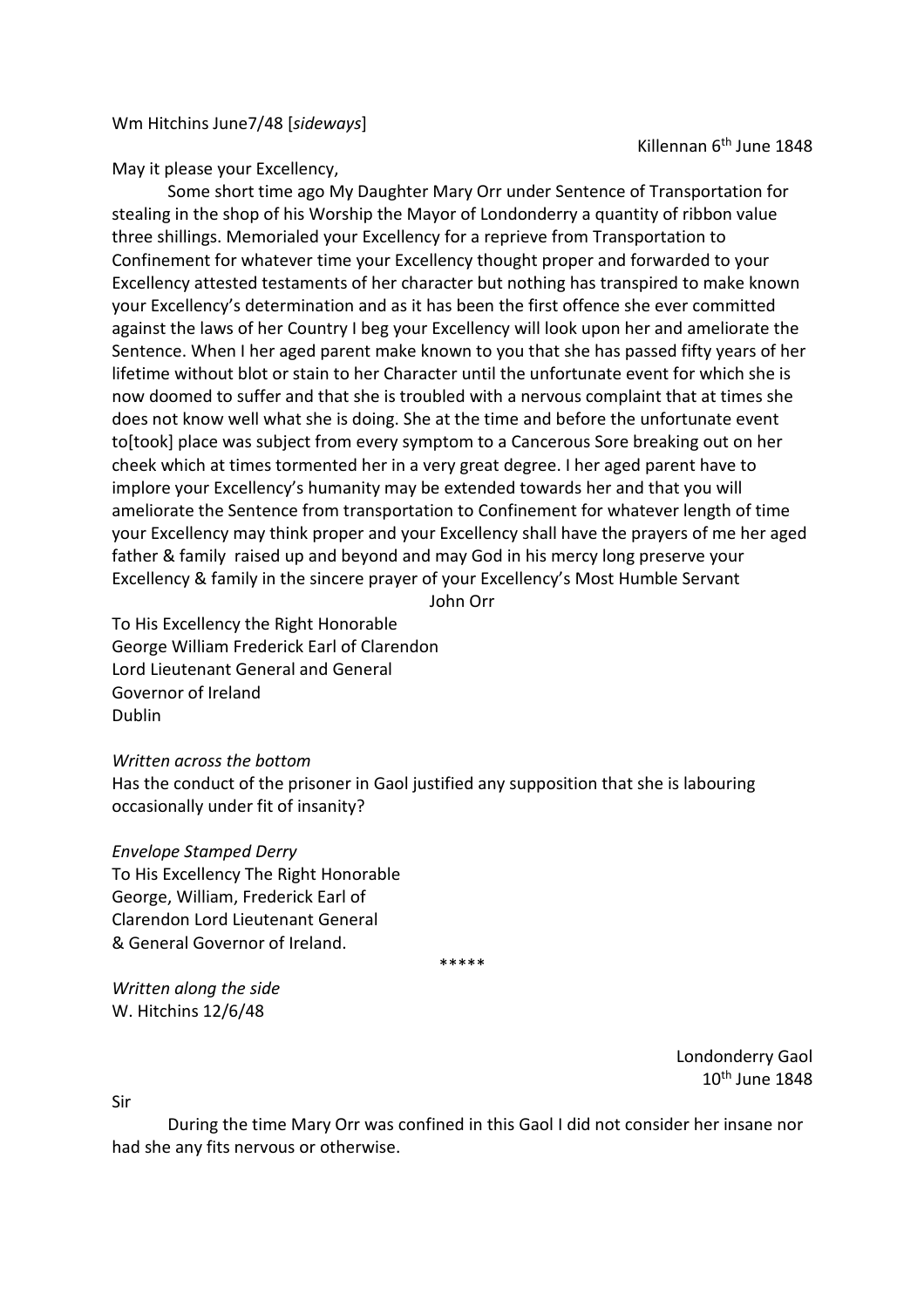Wm Hitchins June7/48 [*sideways*]

Killennan 6th June 1848

May it please your Excellency,

Some short time ago My Daughter Mary Orr under Sentence of Transportation for stealing in the shop of his Worship the Mayor of Londonderry a quantity of ribbon value three shillings. Memorialed your Excellency for a reprieve from Transportation to Confinement for whatever time your Excellency thought proper and forwarded to your Excellency attested testaments of her character but nothing has transpired to make known your Excellency's determination and as it has been the first offence she ever committed against the laws of her Country I beg your Excellency will look upon her and ameliorate the Sentence. When I her aged parent make known to you that she has passed fifty years of her lifetime without blot or stain to her Character until the unfortunate event for which she is now doomed to suffer and that she is troubled with a nervous complaint that at times she does not know well what she is doing. She at the time and before the unfortunate event to[took] place was subject from every symptom to a Cancerous Sore breaking out on her cheek which at times tormented her in a very great degree. I her aged parent have to implore your Excellency's humanity may be extended towards her and that you will ameliorate the Sentence from transportation to Confinement for whatever length of time your Excellency may think proper and your Excellency shall have the prayers of me her aged father & family raised up and beyond and may God in his mercy long preserve your Excellency & family in the sincere prayer of your Excellency's Most Humble Servant

John Orr

To His Excellency the Right Honorable
George William Frederick Earl of Clarendon
Lord Lieutenant General and General
Governor of Ireland
Dublin

*Written across the bottom*
Has the conduct of the prisoner in Gaol justified any supposition that she is labouring occasionally under fit of insanity?

*Envelope Stamped Derry*
To His Excellency The Right Honorable
George, William, Frederick Earl of
Clarendon Lord Lieutenant General
& General Governor of Ireland.

*****

*Written along the side*
W. Hitchins 12/6/48

Londonderry Gaol
10th June 1848

Sir

During the time Mary Orr was confined in this Gaol I did not consider her insane nor had she any fits nervous or otherwise.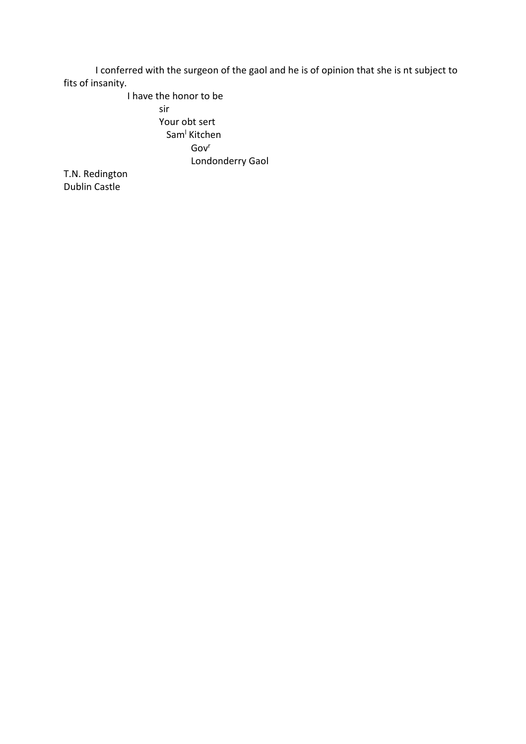I conferred with the surgeon of the gaol and he is of opinion that she is nt subject to fits of insanity.

I have the honor to be
sir
Your obt sert
Sam[l] Kitchen
Gov[r]
Londonderry Gaol

T.N. Redington
Dublin Castle